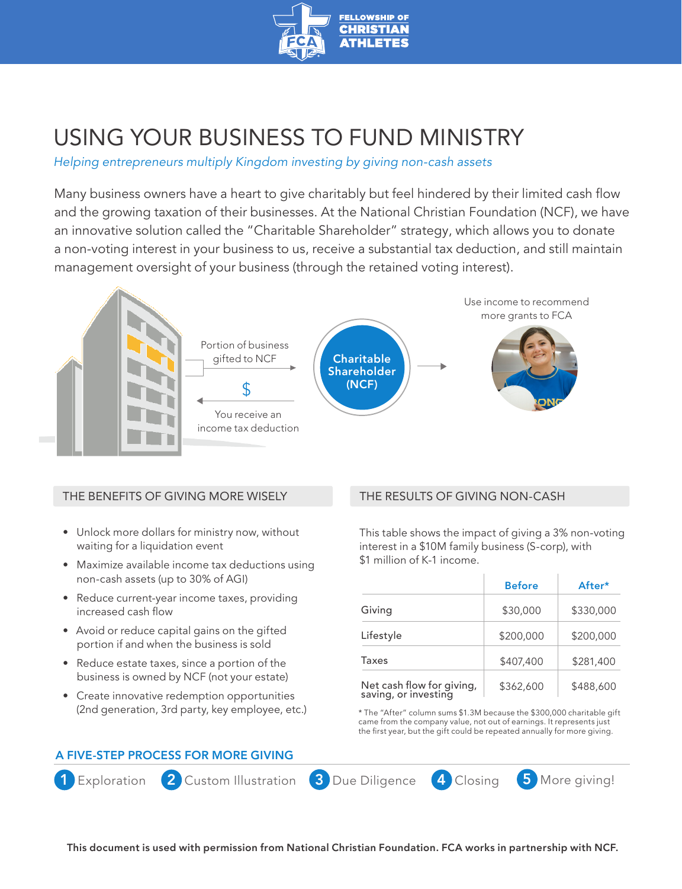FELLOWSHIP OF CHRISTIAN ATHLETES

# USING YOUR BUSINESS TO FUND MINISTRY

*Helping entrepreneurs multiply Kingdom investing by giving non-cash assets*

Many business owners have a heart to give charitably but feel hindered by their limited cash flow and the growing taxation of their businesses. At the National Christian Foundation (NCF), we have an innovative solution called the "Charitable Shareholder" strategy, which allows you to donate a non-voting interest in your business to us, receive a substantial tax deduction, and still maintain management oversight of your business (through the retained voting interest).

Portion of business gifted to NCF

$

You receive an income tax deduction

Charitable Shareholder (NCF)

Use income to recommend more grants to FCA

## THE BENEFITS OF GIVING MORE WISELY

- Unlock more dollars for ministry now, without waiting for a liquidation event
- Maximize available income tax deductions using non-cash assets (up to 30% of AGI)
- Reduce current-year income taxes, providing increased cash flow
- Avoid or reduce capital gains on the gifted portion if and when the business is sold
- Reduce estate taxes, since a portion of the business is owned by NCF (not your estate)
- Create innovative redemption opportunities (2nd generation, 3rd party, key employee, etc.)

## THE RESULTS OF GIVING NON-CASH

This table shows the impact of giving a 3% non-voting interest in a $10M family business (S-corp), with $1 million of K-1 income.

| | Before | After* |
|---|---|---|
| Giving | $30,000 | $330,000 |
| Lifestyle | $200,000 | $200,000 |
| Taxes | $407,400 | $281,400 |
| Net cash flow for giving, saving, or investing | $362,600 | $488,600 |

* The "After" column sums $1.3M because the $300,000 charitable gift came from the company value, not out of earnings. It represents just the first year, but the gift could be repeated annually for more giving.

## A FIVE-STEP PROCESS FOR MORE GIVING

1. Exploration
2. Custom Illustration
3. Due Diligence
4. Closing
5. More giving!

**This document is used with permission from National Christian Foundation. FCA works in partnership with NCF.**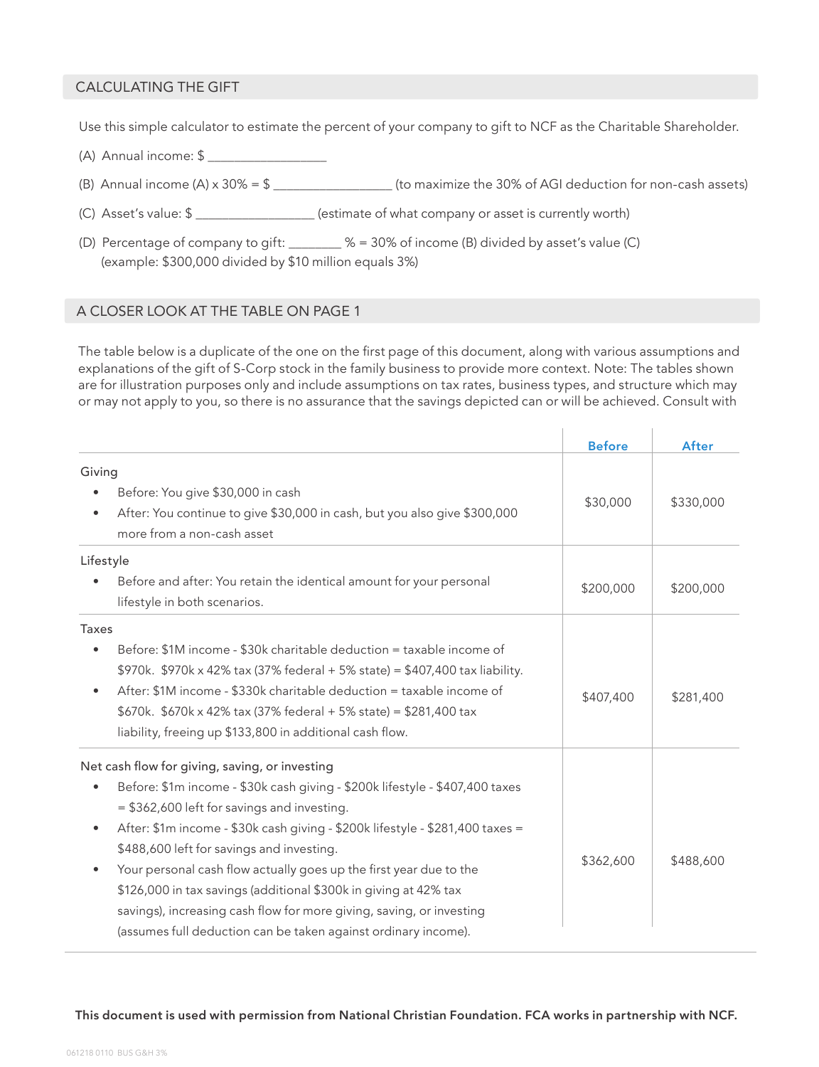## CALCULATING THE GIFT

Use this simple calculator to estimate the percent of your company to gift to NCF as the Charitable Shareholder.

(A) Annual income: $ _________________

(B) Annual income (A) x 30% = $ _________________ (to maximize the 30% of AGI deduction for non-cash assets)

(C) Asset's value: $ _________________ (estimate of what company or asset is currently worth)

(D) Percentage of company to gift: ________ % = 30% of income (B) divided by asset's value (C)
(example: $300,000 divided by $10 million equals 3%)

## A CLOSER LOOK AT THE TABLE ON PAGE 1

The table below is a duplicate of the one on the first page of this document, along with various assumptions and explanations of the gift of S-Corp stock in the family business to provide more context. Note: The tables shown are for illustration purposes only and include assumptions on tax rates, business types, and structure which may or may not apply to you, so there is no assurance that the savings depicted can or will be achieved. Consult with

| | Before | After |
|---|---|---|
| Giving<br>• Before: You give $30,000 in cash<br>• After: You continue to give $30,000 in cash, but you also give $300,000 more from a non-cash asset | $30,000 | $330,000 |
| Lifestyle<br>• Before and after: You retain the identical amount for your personal lifestyle in both scenarios. | $200,000 | $200,000 |
| Taxes<br>• Before: $1M income - $30k charitable deduction = taxable income of $970k. $970k x 42% tax (37% federal + 5% state) = $407,400 tax liability.<br>• After: $1M income - $330k charitable deduction = taxable income of $670k. $670k x 42% tax (37% federal + 5% state) = $281,400 tax liability, freeing up $133,800 in additional cash flow. | $407,400 | $281,400 |
| Net cash flow for giving, saving, or investing<br>• Before: $1m income - $30k cash giving - $200k lifestyle - $407,400 taxes = $362,600 left for savings and investing.<br>• After: $1m income - $30k cash giving - $200k lifestyle - $281,400 taxes = $488,600 left for savings and investing.<br>• Your personal cash flow actually goes up the first year due to the $126,000 in tax savings (additional $300k in giving at 42% tax savings), increasing cash flow for more giving, saving, or investing (assumes full deduction can be taken against ordinary income). | $362,600 | $488,600 |

**This document is used with permission from National Christian Foundation. FCA works in partnership with NCF.**

061218 0110 BUS G&H 3%